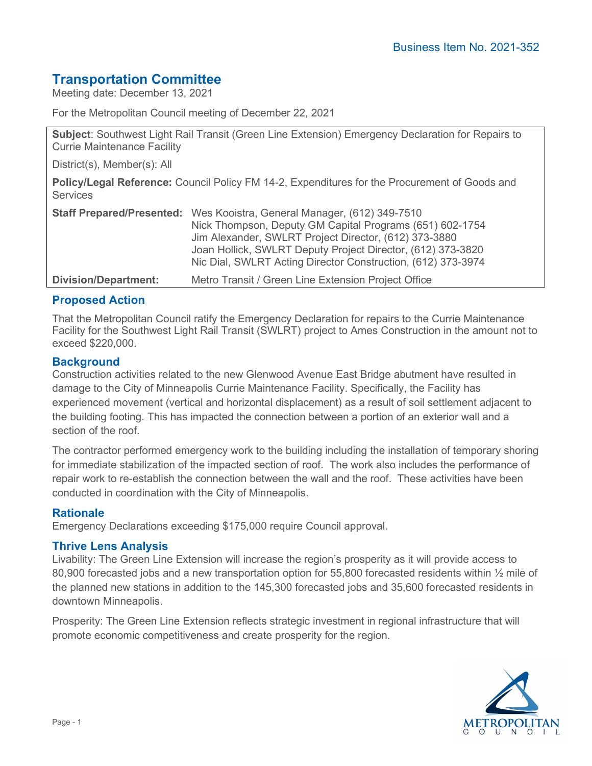Business Item No. 2021-352

# Transportation Committee

Meeting date: December 13, 2021

For the Metropolitan Council meeting of December 22, 2021

**Subject**: Southwest Light Rail Transit (Green Line Extension) Emergency Declaration for Repairs to Currie Maintenance Facility

District(s), Member(s): All

**Policy/Legal Reference:** Council Policy FM 14-2, Expenditures for the Procurement of Goods and Services

| | |
|---|---|
| **Staff Prepared/Presented:** | Wes Kooistra, General Manager, (612) 349-7510<br>Nick Thompson, Deputy GM Capital Programs (651) 602-1754<br>Jim Alexander, SWLRT Project Director, (612) 373-3880<br>Joan Hollick, SWLRT Deputy Project Director, (612) 373-3820<br>Nic Dial, SWLRT Acting Director Construction, (612) 373-3974 |
| **Division/Department:** | Metro Transit / Green Line Extension Project Office |

## Proposed Action

That the Metropolitan Council ratify the Emergency Declaration for repairs to the Currie Maintenance Facility for the Southwest Light Rail Transit (SWLRT) project to Ames Construction in the amount not to exceed $220,000.

## Background

Construction activities related to the new Glenwood Avenue East Bridge abutment have resulted in damage to the City of Minneapolis Currie Maintenance Facility. Specifically, the Facility has experienced movement (vertical and horizontal displacement) as a result of soil settlement adjacent to the building footing. This has impacted the connection between a portion of an exterior wall and a section of the roof.

The contractor performed emergency work to the building including the installation of temporary shoring for immediate stabilization of the impacted section of roof. The work also includes the performance of repair work to re-establish the connection between the wall and the roof. These activities have been conducted in coordination with the City of Minneapolis.

## Rationale

Emergency Declarations exceeding $175,000 require Council approval.

## Thrive Lens Analysis

Livability: The Green Line Extension will increase the region's prosperity as it will provide access to 80,900 forecasted jobs and a new transportation option for 55,800 forecasted residents within ½ mile of the planned new stations in addition to the 145,300 forecasted jobs and 35,600 forecasted residents in downtown Minneapolis.

Prosperity: The Green Line Extension reflects strategic investment in regional infrastructure that will promote economic competitiveness and create prosperity for the region.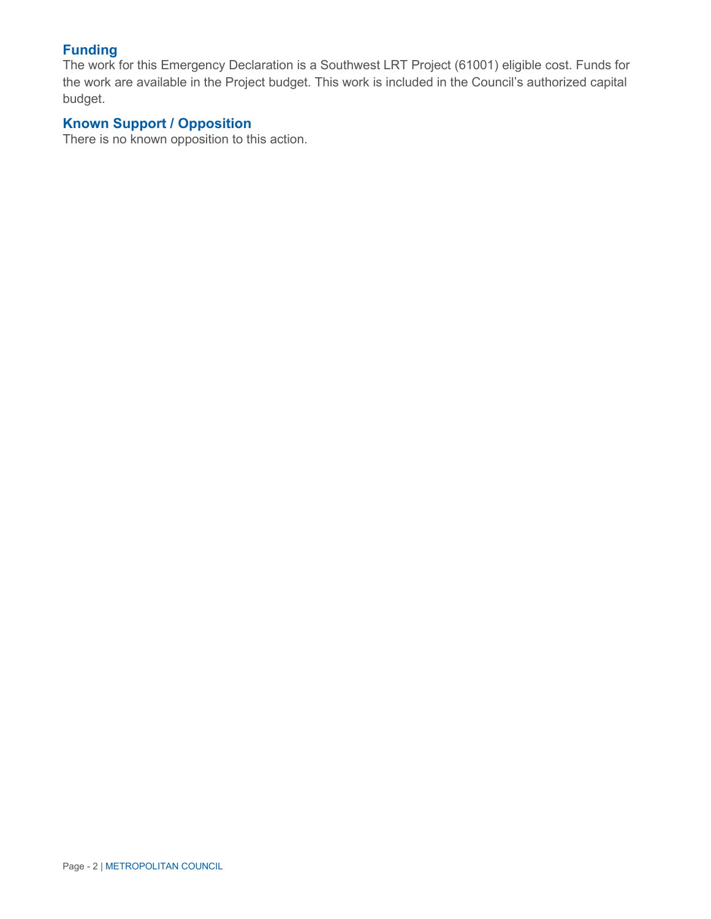## Funding

The work for this Emergency Declaration is a Southwest LRT Project (61001) eligible cost. Funds for the work are available in the Project budget. This work is included in the Council's authorized capital budget.

## Known Support / Opposition

There is no known opposition to this action.